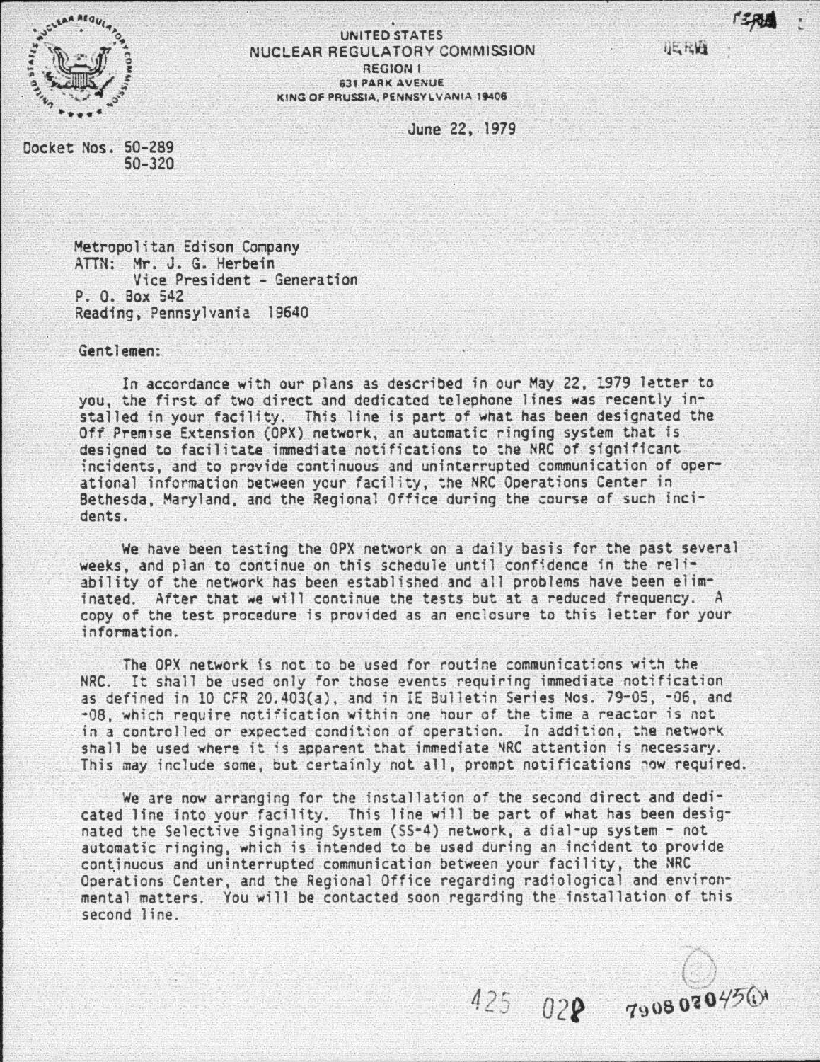UNITED STATES
NUCLEAR REGULATORY COMMISSION
REGION I
631 PARK AVENUE
KING OF PRUSSIA, PENNSYLVANIA 19406

June 22, 1979

Docket Nos. 50-289
50-320

Metropolitan Edison Company
ATTN: Mr. J. G. Herbein
Vice President - Generation
P. O. Box 542
Reading, Pennsylvania 19640

Gentlemen:

In accordance with our plans as described in our May 22, 1979 letter to you, the first of two direct and dedicated telephone lines was recently installed in your facility. This line is part of what has been designated the Off Premise Extension (OPX) network, an automatic ringing system that is designed to facilitate immediate notifications to the NRC of significant incidents, and to provide continuous and uninterrupted communication of operational information between your facility, the NRC Operations Center in Bethesda, Maryland, and the Regional Office during the course of such incidents.

We have been testing the OPX network on a daily basis for the past several weeks, and plan to continue on this schedule until confidence in the reliability of the network has been established and all problems have been eliminated. After that we will continue the tests but at a reduced frequency. A copy of the test procedure is provided as an enclosure to this letter for your information.

The OPX network is not to be used for routine communications with the NRC. It shall be used only for those events requiring immediate notification as defined in 10 CFR 20.403(a), and in IE Bulletin Series Nos. 79-05, -06, and -08, which require notification within one hour of the time a reactor is not in a controlled or expected condition of operation. In addition, the network shall be used where it is apparent that immediate NRC attention is necessary. This may include some, but certainly not all, prompt notifications now required.

We are now arranging for the installation of the second direct and dedicated line into your facility. This line will be part of what has been designated the Selective Signaling System (SS-4) network, a dial-up system - not automatic ringing, which is intended to be used during an incident to provide continuous and uninterrupted communication between your facility, the NRC Operations Center, and the Regional Office regarding radiological and environmental matters. You will be contacted soon regarding the installation of this second line.

425 028 7908020456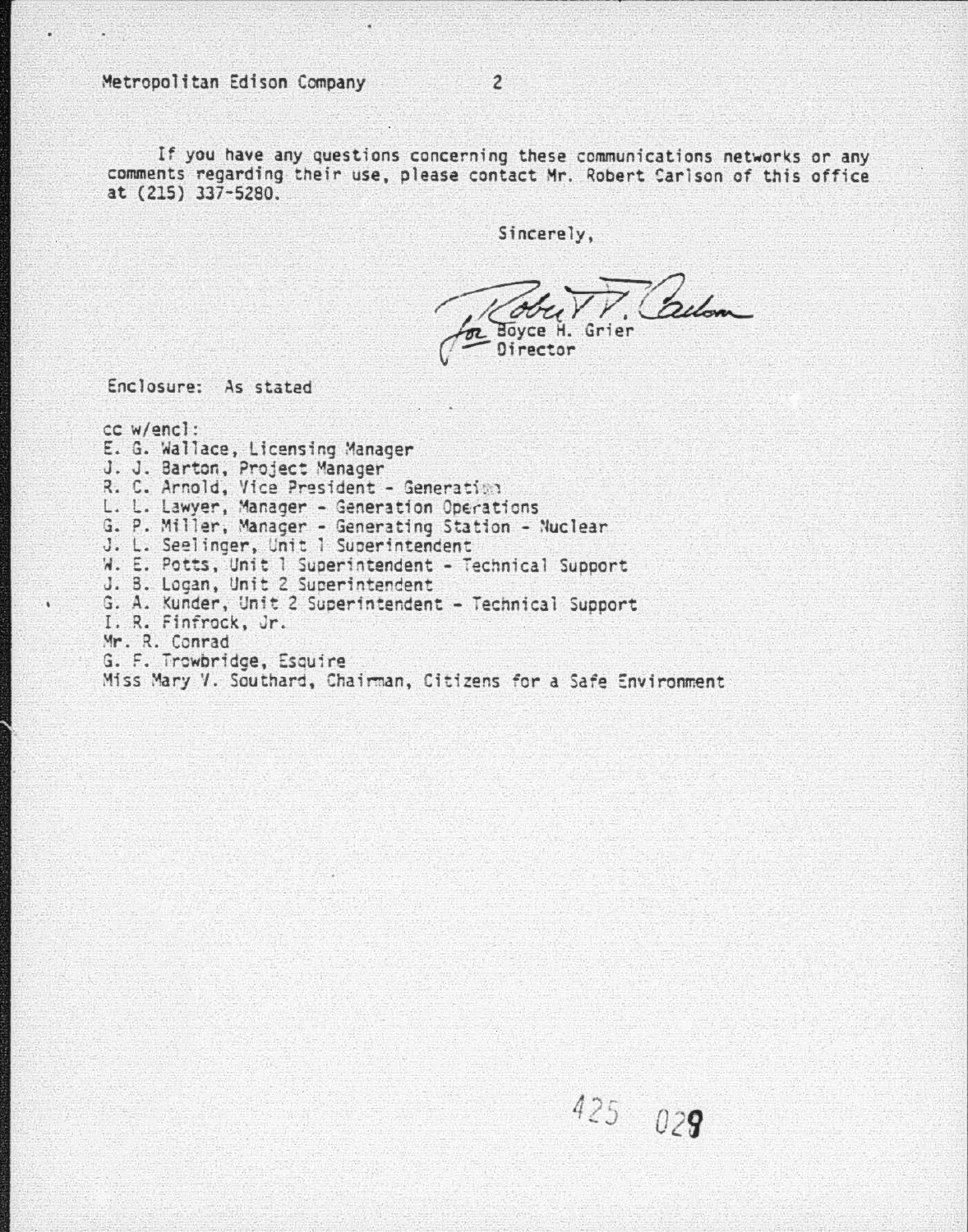If you have any questions concerning these communications networks or any comments regarding their use, please contact Mr. Robert Carlson of this office at (215) 337-5280.

Sincerely,

Robert T. Carlson
for Boyce H. Grier
Director

Enclosure: As stated

cc w/encl:
E. G. Wallace, Licensing Manager
J. J. Barton, Project Manager
R. C. Arnold, Vice President - Generation
L. L. Lawyer, Manager - Generation Operations
G. P. Miller, Manager - Generating Station - Nuclear
J. L. Seelinger, Unit 1 Superintendent
W. E. Potts, Unit 1 Superintendent - Technical Support
J. B. Logan, Unit 2 Superintendent
G. A. Kunder, Unit 2 Superintendent - Technical Support
I. R. Finfrock, Jr.
Mr. R. Conrad
G. F. Trowbridge, Esquire
Miss Mary V. Southard, Chairman, Citizens for a Safe Environment

425 029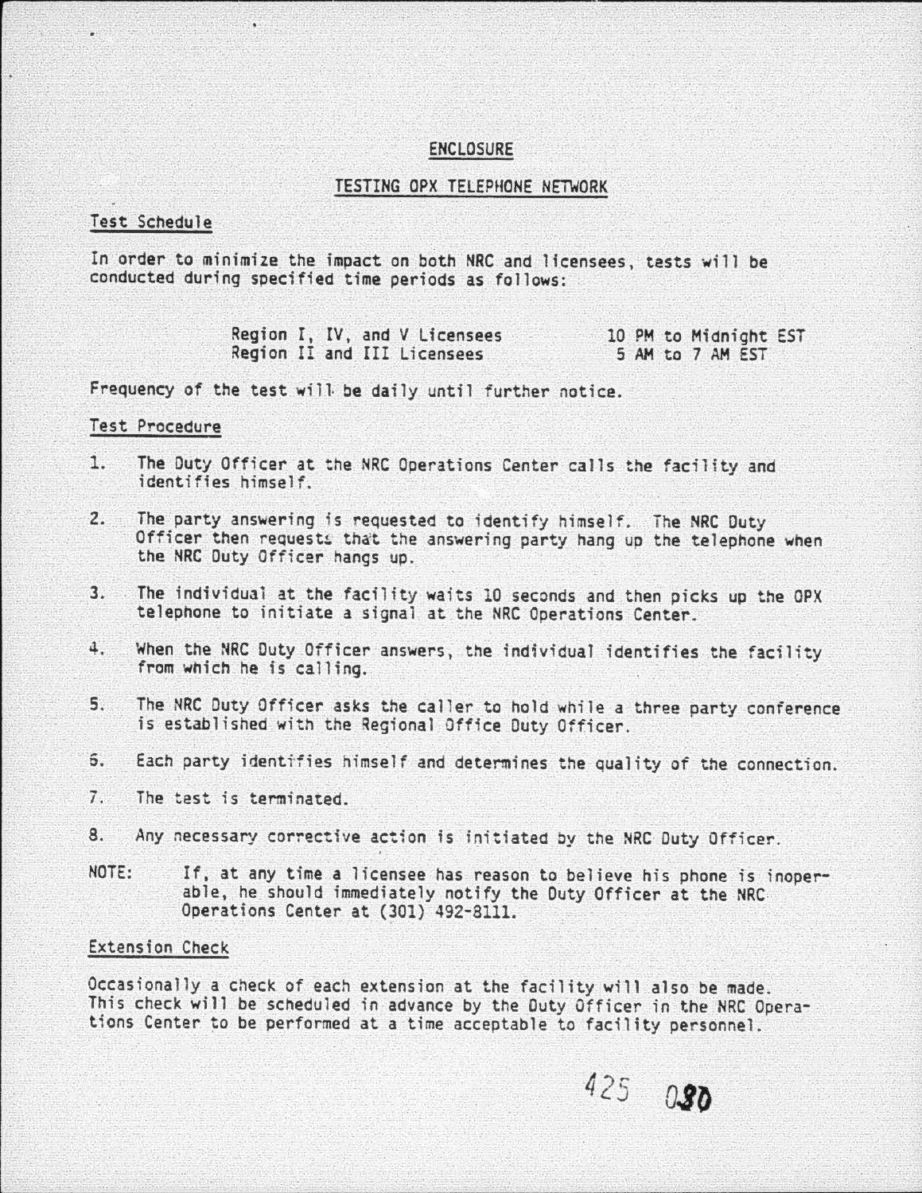## ENCLOSURE

## TESTING OPX TELEPHONE NETWORK

### Test Schedule

In order to minimize the impact on both NRC and licensees, tests will be conducted during specified time periods as follows:

| | |
|---|---|
| Region I, IV, and V Licensees | 10 PM to Midnight EST |
| Region II and III Licensees | 5 AM to 7 AM EST |

Frequency of the test will be daily until further notice.

### Test Procedure

1. The Duty Officer at the NRC Operations Center calls the facility and identifies himself.
2. The party answering is requested to identify himself. The NRC Duty Officer then requests that the answering party hang up the telephone when the NRC Duty Officer hangs up.
3. The individual at the facility waits 10 seconds and then picks up the OPX telephone to initiate a signal at the NRC Operations Center.
4. When the NRC Duty Officer answers, the individual identifies the facility from which he is calling.
5. The NRC Duty Officer asks the caller to hold while a three party conference is established with the Regional Office Duty Officer.
6. Each party identifies himself and determines the quality of the connection.
7. The test is terminated.
8. Any necessary corrective action is initiated by the NRC Duty Officer.

NOTE: If, at any time a licensee has reason to believe his phone is inoperable, he should immediately notify the Duty Officer at the NRC Operations Center at (301) 492-8111.

### Extension Check

Occasionally a check of each extension at the facility will also be made. This check will be scheduled in advance by the Duty Officer in the NRC Operations Center to be performed at a time acceptable to facility personnel.

425 030